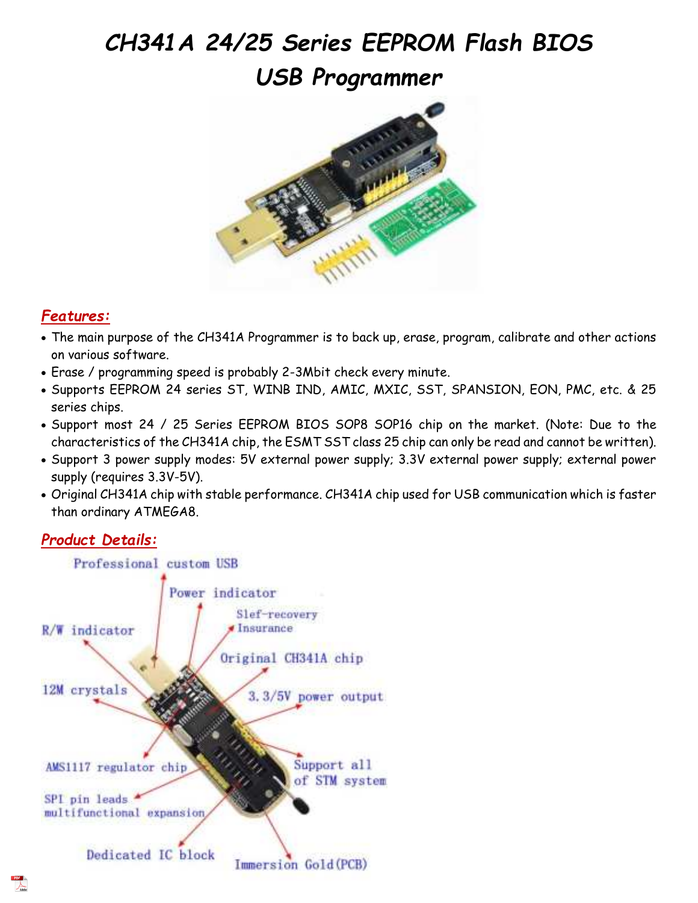# CH341A 24/25 Series EEPROM Flash BIOS USB Programmer

## Features:

- The main purpose of the CH341A Programmer is to back up, erase, program, calibrate and other actions on various software.
- Erase / programming speed is probably 2-3Mbit check every minute.
- Supports EEPROM 24 series ST, WINB IND, AMIC, MXIC, SST, SPANSION, EON, PMC, etc. & 25 series chips.
- Support most 24 / 25 Series EEPROM BIOS SOP8 SOP16 chip on the market. (Note: Due to the characteristics of the CH341A chip, the ESMT SST class 25 chip can only be read and cannot be written).
- Support 3 power supply modes: 5V external power supply; 3.3V external power supply; external power supply (requires 3.3V-5V).
- Original CH341A chip with stable performance. CH341A chip used for USB communication which is faster than ordinary ATMEGA8.

## Product Details:

Professional custom USB

Power indicator

Slef-recovery Insurance

R/W indicator

Original CH341A chip

12M crystals

3.3/5V power output

AMS1117 regulator chip

Support all of STM system

SPI pin leads multifunctional expansion

Dedicated IC block

Immersion Gold(PCB)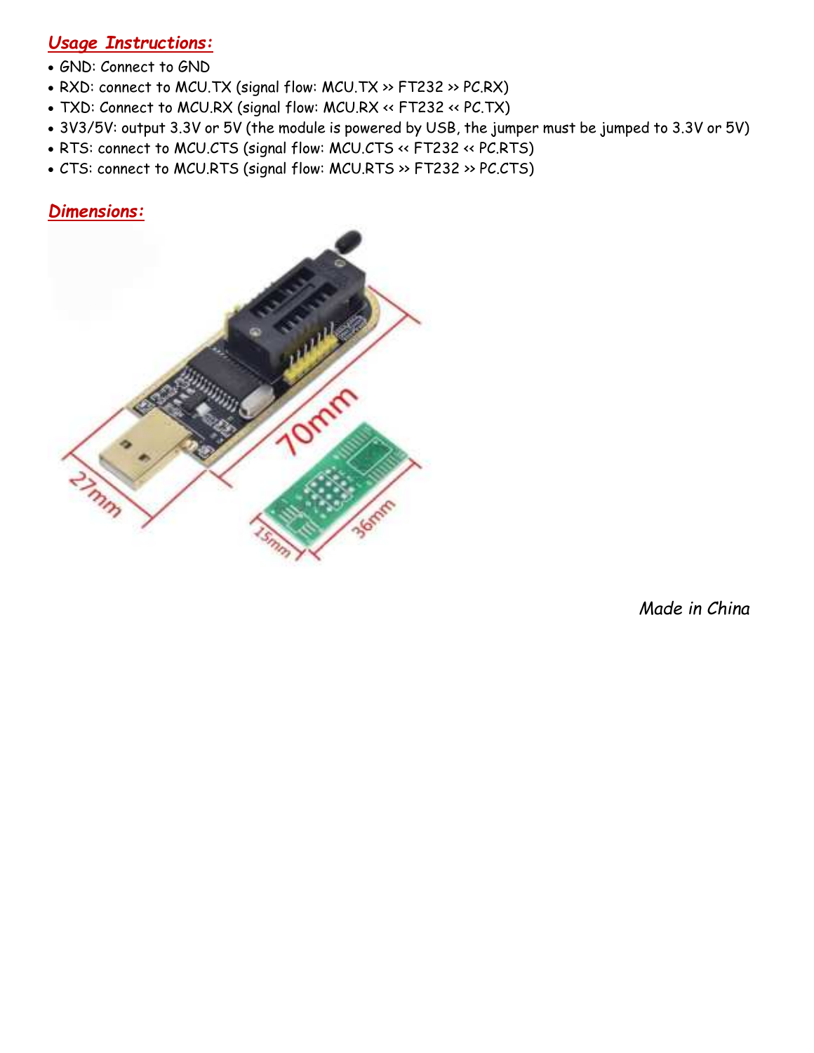## *Usage Instructions:*

- GND: Connect to GND
- RXD: connect to MCU.TX (signal flow: MCU.TX >> FT232 >> PC.RX)
- TXD: Connect to MCU.RX (signal flow: MCU.RX << FT232 << PC.TX)
- 3V3/5V: output 3.3V or 5V (the module is powered by USB, the jumper must be jumped to 3.3V or 5V)
- RTS: connect to MCU.CTS (signal flow: MCU.CTS << FT232 << PC.RTS)
- CTS: connect to MCU.RTS (signal flow: MCU.RTS >> FT232 >> PC.CTS)

## *Dimensions:*

70mm

27mm

15mm

36mm

*Made in China*